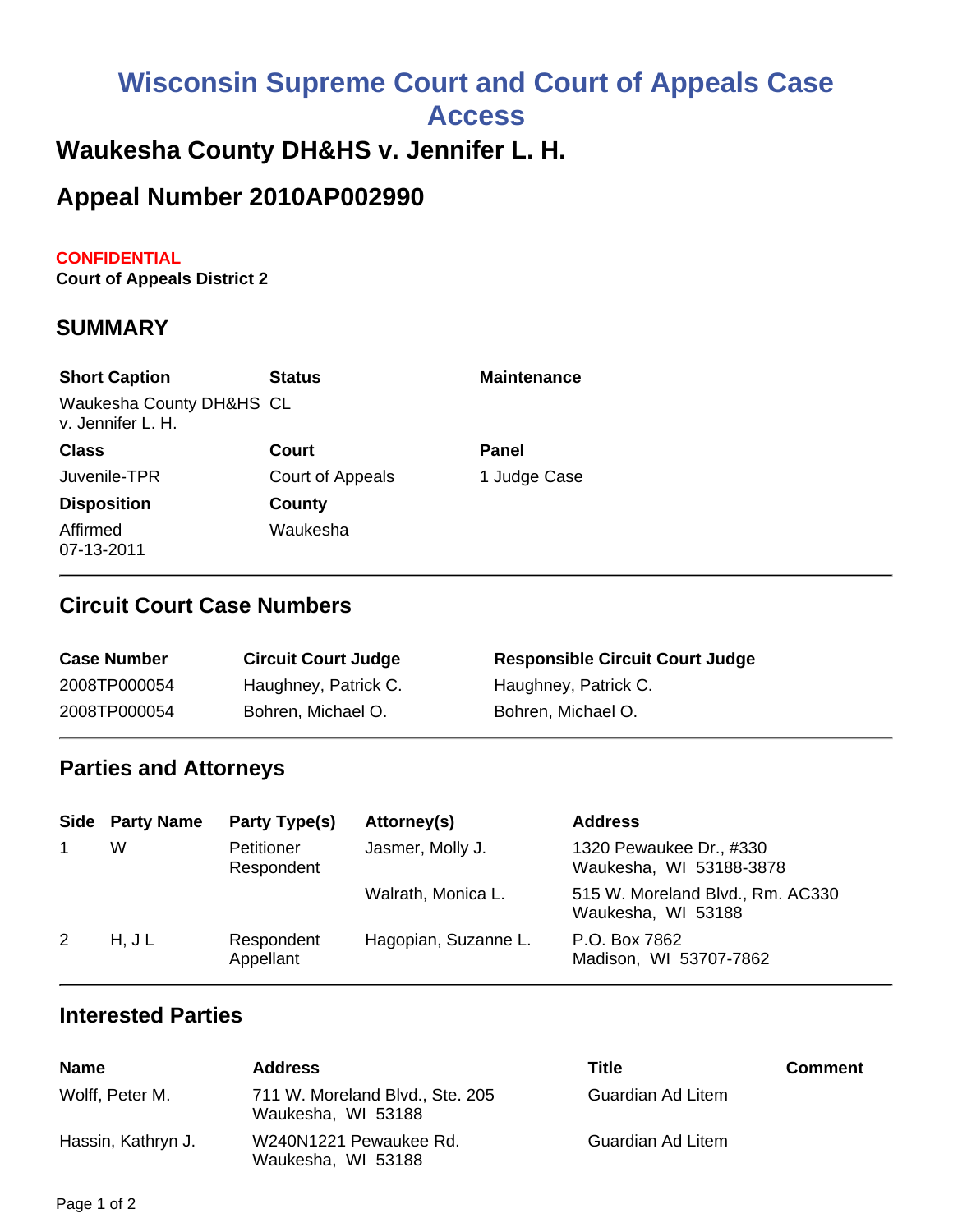# Wisconsin Supreme Court and Court of Appeals Case Access

## Waukesha County DH&HS v. Jennifer L. H.

## Appeal Number 2010AP002990

**CONFIDENTIAL**
**Court of Appeals District 2**

### SUMMARY

| Short Caption | Status | Maintenance |
|---|---|---|
| Waukesha County DH&HS v. Jennifer L. H. | CL | |
| **Class** | **Court** | **Panel** |
| Juvenile-TPR | Court of Appeals | 1 Judge Case |
| **Disposition** | **County** | |
| Affirmed 07-13-2011 | Waukesha | |

### Circuit Court Case Numbers

| Case Number | Circuit Court Judge | Responsible Circuit Court Judge |
|---|---|---|
| 2008TP000054 | Haughney, Patrick C. | Haughney, Patrick C. |
| 2008TP000054 | Bohren, Michael O. | Bohren, Michael O. |

### Parties and Attorneys

| Side | Party Name | Party Type(s) | Attorney(s) | Address |
|---|---|---|---|---|
| 1 | W | Petitioner Respondent | Jasmer, Molly J. | 1320 Pewaukee Dr., #330 Waukesha, WI 53188-3878 |
| | | | Walrath, Monica L. | 515 W. Moreland Blvd., Rm. AC330 Waukesha, WI 53188 |
| 2 | H, J L | Respondent Appellant | Hagopian, Suzanne L. | P.O. Box 7862 Madison, WI 53707-7862 |

### Interested Parties

| Name | Address | Title | Comment |
|---|---|---|---|
| Wolff, Peter M. | 711 W. Moreland Blvd., Ste. 205 Waukesha, WI 53188 | Guardian Ad Litem | |
| Hassin, Kathryn J. | W240N1221 Pewaukee Rd. Waukesha, WI 53188 | Guardian Ad Litem | |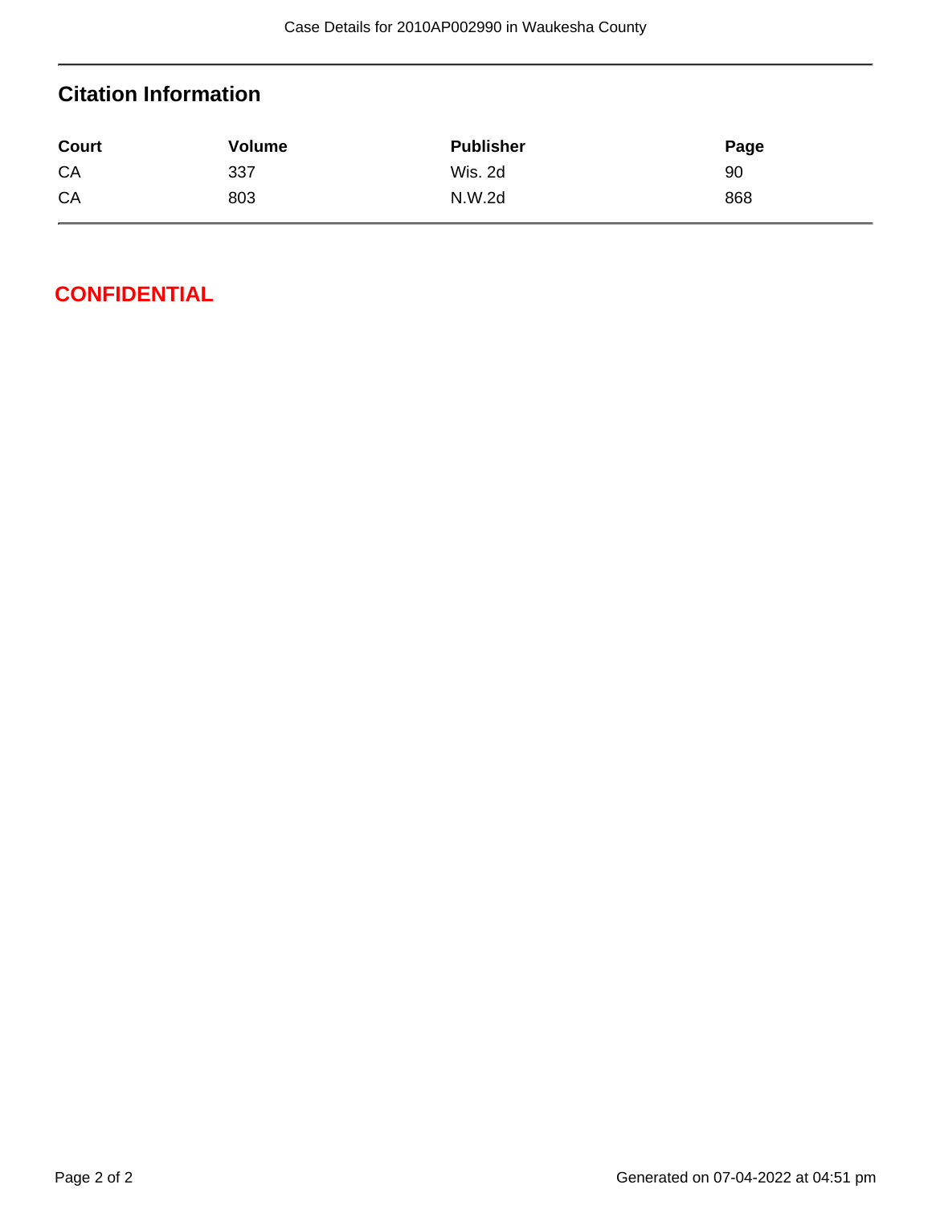## Citation Information

| Court | Volume | Publisher | Page |
|---|---|---|---|
| CA | 337 | Wis. 2d | 90 |
| CA | 803 | N.W.2d | 868 |

**CONFIDENTIAL**